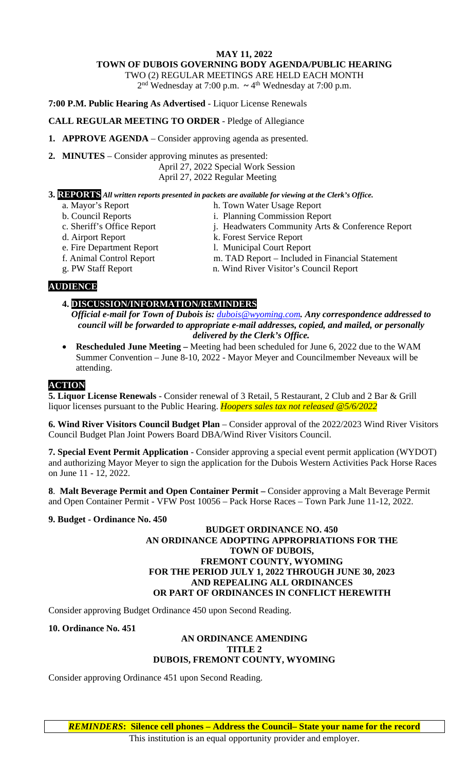**MAY 11, 2022**
**TOWN OF DUBOIS GOVERNING BODY AGENDA/PUBLIC HEARING**
TWO (2) REGULAR MEETINGS ARE HELD EACH MONTH
2nd Wednesday at 7:00 p.m. ~ 4th Wednesday at 7:00 p.m.

**7:00 P.M. Public Hearing As Advertised** - Liquor License Renewals

**CALL REGULAR MEETING TO ORDER** - Pledge of Allegiance

1. **APPROVE AGENDA** – Consider approving agenda as presented.

2. **MINUTES** – Consider approving minutes as presented:
   April 27, 2022 Special Work Session
   April 27, 2022 Regular Meeting

3. **REPORTS** *All written reports presented in packets are available for viewing at the Clerk's Office.*

   a. Mayor's Report
   b. Council Reports
   c. Sheriff's Office Report
   d. Airport Report
   e. Fire Department Report
   f. Animal Control Report
   g. PW Staff Report
   h. Town Water Usage Report
   i. Planning Commission Report
   j. Headwaters Community Arts & Conference Report
   k. Forest Service Report
   l. Municipal Court Report
   m. TAD Report – Included in Financial Statement
   n. Wind River Visitor's Council Report

**AUDIENCE**

4. **DISCUSSION/INFORMATION/REMINDERS**
   ***Official e-mail for Town of Dubois is: dubois@wyoming.com. Any correspondence addressed to council will be forwarded to appropriate e-mail addresses, copied, and mailed, or personally delivered by the Clerk's Office.***

- **Rescheduled June Meeting –** Meeting had been scheduled for June 6, 2022 due to the WAM Summer Convention – June 8-10, 2022 - Mayor Meyer and Councilmember Neveaux will be attending.

**ACTION**

**5. Liquor License Renewals** - Consider renewal of 3 Retail, 5 Restaurant, 2 Club and 2 Bar & Grill liquor licenses pursuant to the Public Hearing. ***Hoopers sales tax not released @5/6/2022***

**6. Wind River Visitors Council Budget Plan** – Consider approval of the 2022/2023 Wind River Visitors Council Budget Plan Joint Powers Board DBA/Wind River Visitors Council.

**7. Special Event Permit Application** - Consider approving a special event permit application (WYDOT) and authorizing Mayor Meyer to sign the application for the Dubois Western Activities Pack Horse Races on June 11 - 12, 2022.

**8**. **Malt Beverage Permit and Open Container Permit –** Consider approving a Malt Beverage Permit and Open Container Permit - VFW Post 10056 – Pack Horse Races – Town Park June 11-12, 2022.

**9. Budget - Ordinance No. 450**

**BUDGET ORDINANCE NO. 450**
**AN ORDINANCE ADOPTING APPROPRIATIONS FOR THE TOWN OF DUBOIS, FREMONT COUNTY, WYOMING FOR THE PERIOD JULY 1, 2022 THROUGH JUNE 30, 2023 AND REPEALING ALL ORDINANCES OR PART OF ORDINANCES IN CONFLICT HEREWITH**

Consider approving Budget Ordinance 450 upon Second Reading.

**10. Ordinance No. 451**

**AN ORDINANCE AMENDING TITLE 2 DUBOIS, FREMONT COUNTY, WYOMING**

Consider approving Ordinance 451 upon Second Reading.

***REMINDERS*: Silence cell phones – Address the Council– State your name for the record**

This institution is an equal opportunity provider and employer.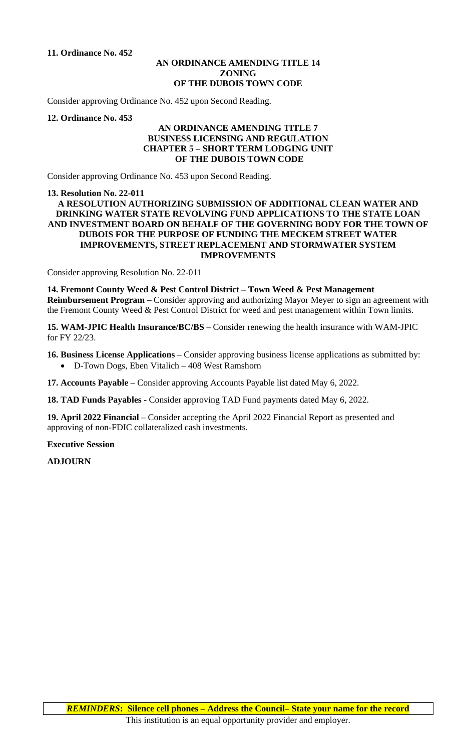**11. Ordinance No. 452**

**AN ORDINANCE AMENDING TITLE 14**
**ZONING**
**OF THE DUBOIS TOWN CODE**

Consider approving Ordinance No. 452 upon Second Reading.

**12. Ordinance No. 453**

**AN ORDINANCE AMENDING TITLE 7**
**BUSINESS LICENSING AND REGULATION**
**CHAPTER 5 – SHORT TERM LODGING UNIT**
**OF THE DUBOIS TOWN CODE**

Consider approving Ordinance No. 453 upon Second Reading.

**13. Resolution No. 22-011**

**A RESOLUTION AUTHORIZING SUBMISSION OF ADDITIONAL CLEAN WATER AND DRINKING WATER STATE REVOLVING FUND APPLICATIONS TO THE STATE LOAN AND INVESTMENT BOARD ON BEHALF OF THE GOVERNING BODY FOR THE TOWN OF DUBOIS FOR THE PURPOSE OF FUNDING THE MECKEM STREET WATER IMPROVEMENTS, STREET REPLACEMENT AND STORMWATER SYSTEM IMPROVEMENTS**

Consider approving Resolution No. 22-011

**14. Fremont County Weed & Pest Control District – Town Weed & Pest Management Reimbursement Program –** Consider approving and authorizing Mayor Meyer to sign an agreement with the Fremont County Weed & Pest Control District for weed and pest management within Town limits.

**15. WAM-JPIC Health Insurance/BC/BS** – Consider renewing the health insurance with WAM-JPIC for FY 22/23.

**16. Business License Applications** – Consider approving business license applications as submitted by:

- D-Town Dogs, Eben Vitalich – 408 West Ramshorn

**17. Accounts Payable** – Consider approving Accounts Payable list dated May 6, 2022.

**18. TAD Funds Payables** - Consider approving TAD Fund payments dated May 6, 2022.

**19. April 2022 Financial** – Consider accepting the April 2022 Financial Report as presented and approving of non-FDIC collateralized cash investments.

**Executive Session**

**ADJOURN**

***REMINDERS*: Silence cell phones – Address the Council– State your name for the record**

This institution is an equal opportunity provider and employer.